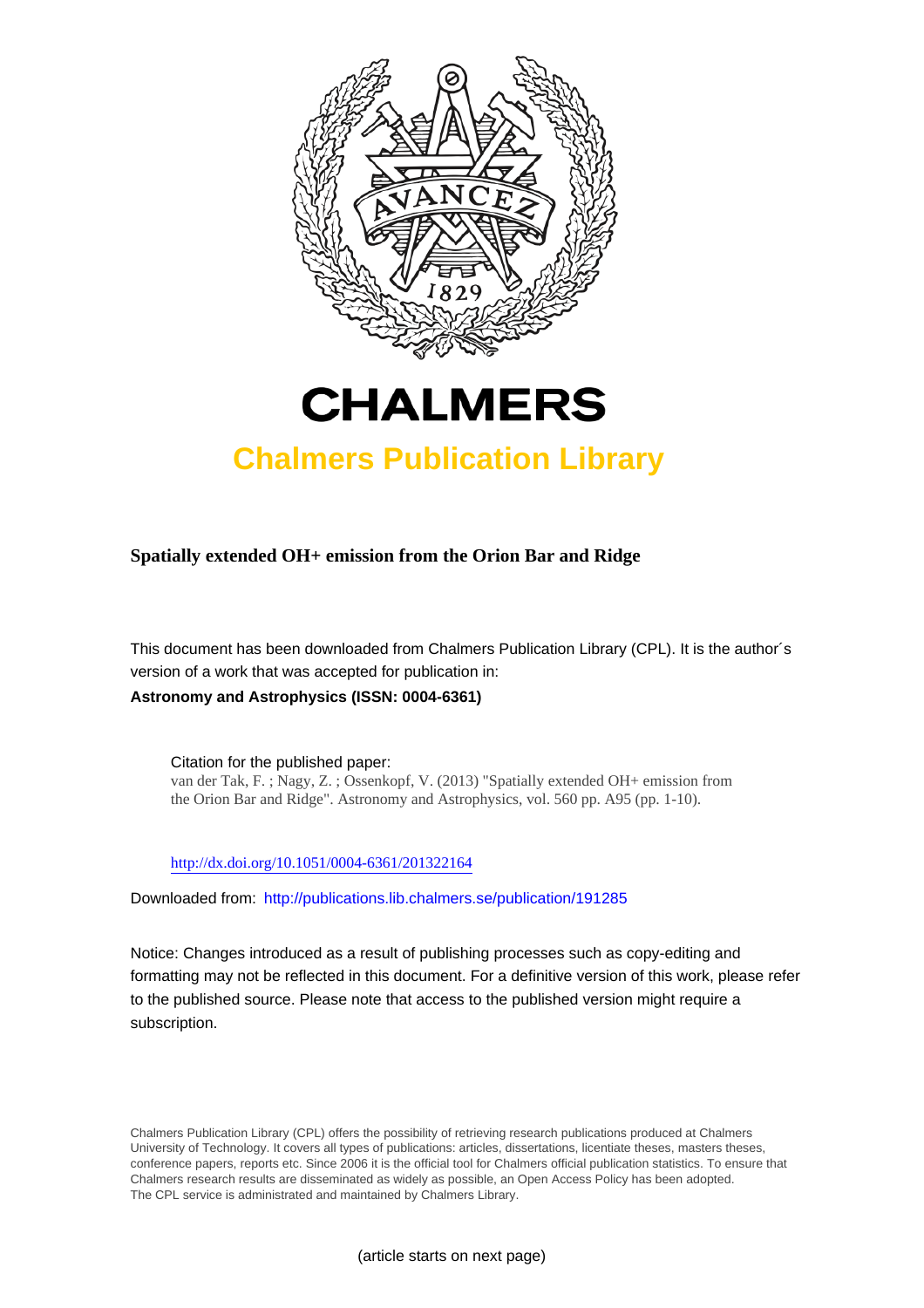# CHALMERS

## Chalmers Publication Library

**Spatially extended OH+ emission from the Orion Bar and Ridge**

This document has been downloaded from Chalmers Publication Library (CPL). It is the author´s version of a work that was accepted for publication in:

**Astronomy and Astrophysics (ISSN: 0004-6361)**

Citation for the published paper:
van der Tak, F. ; Nagy, Z. ; Ossenkopf, V. (2013) "Spatially extended OH+ emission from the Orion Bar and Ridge". Astronomy and Astrophysics, vol. 560 pp. A95 (pp. 1-10).

http://dx.doi.org/10.1051/0004-6361/201322164

Downloaded from: http://publications.lib.chalmers.se/publication/191285

Notice: Changes introduced as a result of publishing processes such as copy-editing and formatting may not be reflected in this document. For a definitive version of this work, please refer to the published source. Please note that access to the published version might require a subscription.

Chalmers Publication Library (CPL) offers the possibility of retrieving research publications produced at Chalmers University of Technology. It covers all types of publications: articles, dissertations, licentiate theses, masters theses, conference papers, reports etc. Since 2006 it is the official tool for Chalmers official publication statistics. To ensure that Chalmers research results are disseminated as widely as possible, an Open Access Policy has been adopted. The CPL service is administrated and maintained by Chalmers Library.

(article starts on next page)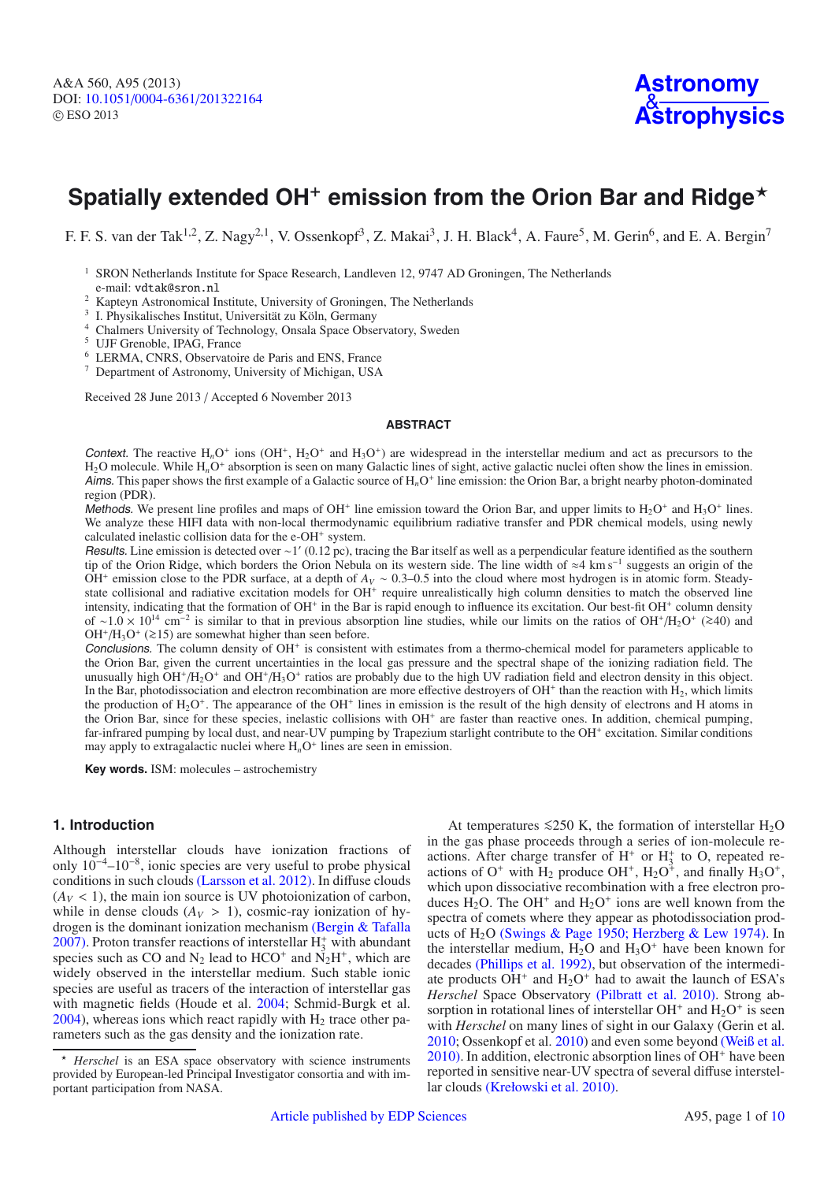# Spatially extended $OH^+$ emission from the Orion Bar and Ridge*

F. F. S. van der Tak[1,2], Z. Nagy[2,1], V. Ossenkopf[3], Z. Makai[3], J. H. Black[4], A. Faure[5], M. Gerin[6], and E. A. Bergin[7]

[1] SRON Netherlands Institute for Space Research, Landleven 12, 9747 AD Groningen, The Netherlands
e-mail: vdtak@sron.nl
[2] Kapteyn Astronomical Institute, University of Groningen, The Netherlands
[3] I. Physikalisches Institut, Universität zu Köln, Germany
[4] Chalmers University of Technology, Onsala Space Observatory, Sweden
[5] UJF Grenoble, IPAG, France
[6] LERMA, CNRS, Observatoire de Paris and ENS, France
[7] Department of Astronomy, University of Michigan, USA

Received 28 June 2013 / Accepted 6 November 2013

## ABSTRACT

*Context.* The reactive $H_nO^+$ ions ($OH^+$, $H_2O^+$ and $H_3O^+$) are widespread in the interstellar medium and act as precursors to the $H_2O$ molecule. While $H_nO^+$ absorption is seen on many Galactic lines of sight, active galactic nuclei often show the lines in emission.

*Aims.* This paper shows the first example of a Galactic source of $H_nO^+$ line emission: the Orion Bar, a bright nearby photon-dominated region (PDR).

*Methods.* We present line profiles and maps of $OH^+$ line emission toward the Orion Bar, and upper limits to $H_2O^+$ and $H_3O^+$ lines. We analyze these HIFI data with non-local thermodynamic equilibrium radiative transfer and PDR chemical models, using newly calculated inelastic collision data for the e-$OH^+$ system.

*Results.* Line emission is detected over $\sim 1'$ (0.12 pc), tracing the Bar itself as well as a perpendicular feature identified as the southern tip of the Orion Ridge, which borders the Orion Nebula on its western side. The line width of $\approx 4$ km s$^{-1}$ suggests an origin of the $OH^+$ emission close to the PDR surface, at a depth of $A_V \sim 0.3$–$0.5$ into the cloud where most hydrogen is in atomic form. Steady-state collisional and radiative excitation models for $OH^+$ require unrealistically high column densities to match the observed line intensity, indicating that the formation of $OH^+$ in the Bar is rapid enough to influence its excitation. Our best-fit $OH^+$ column density of $\sim 1.0 \times 10^{14}$ cm$^{-2}$ is similar to that in previous absorption line studies, while our limits on the ratios of $OH^+/H_2O^+$ ($\gtrsim 40$) and $OH^+/H_3O^+$ ($\gtrsim 15$) are somewhat higher than seen before.

*Conclusions.* The column density of $OH^+$ is consistent with estimates from a thermo-chemical model for parameters applicable to the Orion Bar, given the current uncertainties in the local gas pressure and the spectral shape of the ionizing radiation field. The unusually high $OH^+/H_2O^+$ and $OH^+/H_3O^+$ ratios are probably due to the high UV radiation field and electron density in this object. In the Bar, photodissociation and electron recombination are more effective destroyers of $OH^+$ than the reaction with $H_2$, which limits the production of $H_2O^+$. The appearance of the $OH^+$ lines in emission is the result of the high density of electrons and H atoms in the Orion Bar, since for these species, inelastic collisions with $OH^+$ are faster than reactive ones. In addition, chemical pumping, far-infrared pumping by local dust, and near-UV pumping by Trapezium starlight contribute to the $OH^+$ excitation. Similar conditions may apply to extragalactic nuclei where $H_nO^+$ lines are seen in emission.

**Key words.** ISM: molecules – astrochemistry

## 1. Introduction

Although interstellar clouds have ionization fractions of only $10^{-4}$–$10^{-8}$, ionic species are very useful to probe physical conditions in such clouds (Larsson et al. 2012). In diffuse clouds ($A_V < 1$), the main ion source is UV photoionization of carbon, while in dense clouds ($A_V > 1$), cosmic-ray ionization of hydrogen is the dominant ionization mechanism (Bergin & Tafalla 2007). Proton transfer reactions of interstellar $H_3^+$ with abundant species such as CO and $N_2$ lead to $HCO^+$ and $N_2H^+$, which are widely observed in the interstellar medium. Such stable ionic species are useful as tracers of the interaction of interstellar gas with magnetic fields (Houde et al. 2004; Schmid-Burgk et al. 2004), whereas ions which react rapidly with $H_2$ trace other parameters such as the gas density and the ionization rate.

At temperatures $\lesssim 250$ K, the formation of interstellar $H_2O$ in the gas phase proceeds through a series of ion-molecule reactions. After charge transfer of $H^+$ or $H_3^+$ to O, repeated reactions of $O^+$ with $H_2$ produce $OH^+$, $H_2O^+$, and finally $H_3O^+$, which upon dissociative recombination with a free electron produces $H_2O$. The $OH^+$ and $H_2O^+$ ions are well known from the spectra of comets where they appear as photodissociation products of $H_2O$ (Swings & Page 1950; Herzberg & Lew 1974). In the interstellar medium, $H_2O$ and $H_3O^+$ have been known for decades (Phillips et al. 1992), but observation of the intermediate products $OH^+$ and $H_2O^+$ had to await the launch of ESA's *Herschel* Space Observatory (Pilbratt et al. 2010). Strong absorption in rotational lines of interstellar $OH^+$ and $H_2O^+$ is seen with *Herschel* on many lines of sight in our Galaxy (Gerin et al. 2010; Ossenkopf et al. 2010) and even some beyond (Weiß et al. 2010). In addition, electronic absorption lines of $OH^+$ have been reported in sensitive near-UV spectra of several diffuse interstellar clouds (Krełowski et al. 2010).

* *Herschel* is an ESA space observatory with science instruments provided by European-led Principal Investigator consortia and with important participation from NASA.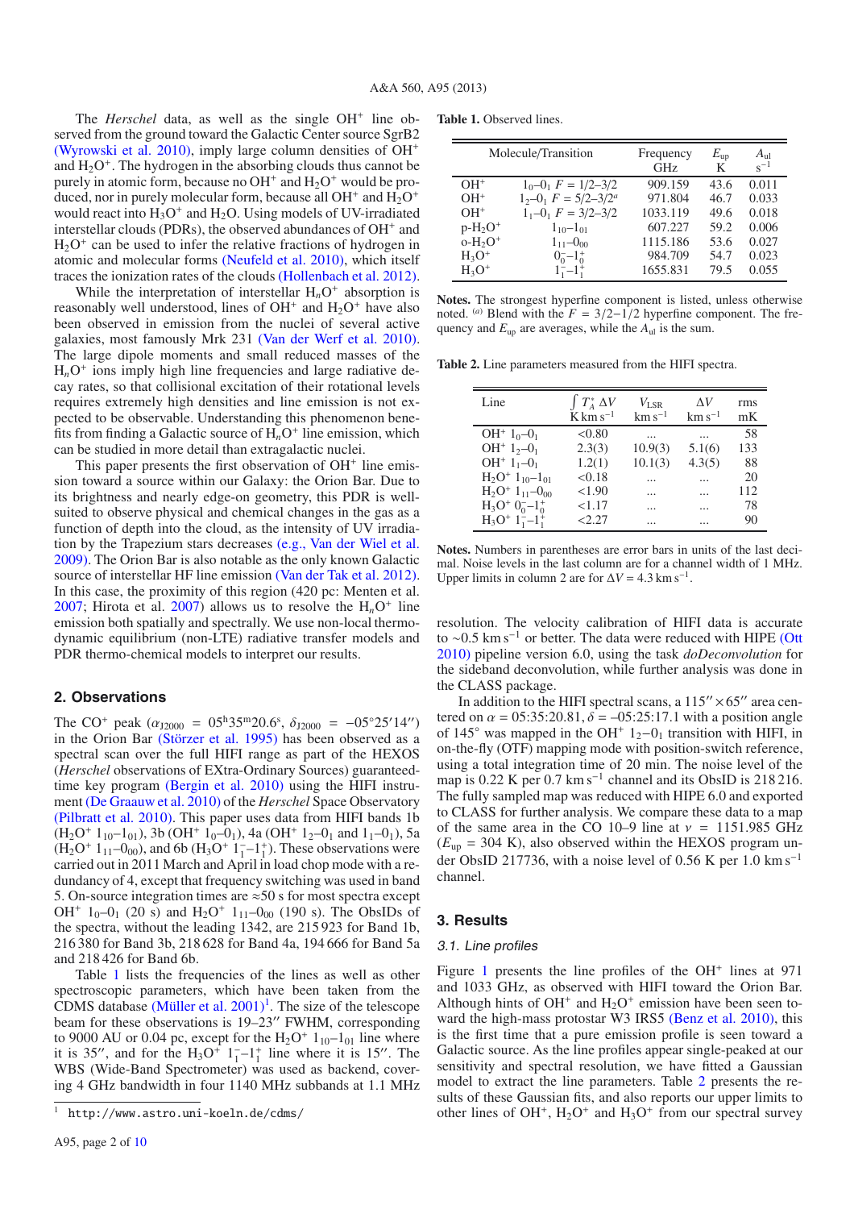The *Herschel* data, as well as the single $OH^+$ line observed from the ground toward the Galactic Center source SgrB2 (Wyrowski et al. 2010), imply large column densities of $OH^+$ and $H_2O^+$. The hydrogen in the absorbing clouds thus cannot be purely in atomic form, because no $OH^+$ and $H_2O^+$ would be produced, nor in purely molecular form, because all $OH^+$ and $H_2O^+$ would react into $H_3O^+$ and $H_2O$. Using models of UV-irradiated interstellar clouds (PDRs), the observed abundances of $OH^+$ and $H_2O^+$ can be used to infer the relative fractions of hydrogen in atomic and molecular forms (Neufeld et al. 2010), which itself traces the ionization rates of the clouds (Hollenbach et al. 2012).

While the interpretation of interstellar $H_nO^+$ absorption is reasonably well understood, lines of $OH^+$ and $H_2O^+$ have also been observed in emission from the nuclei of several active galaxies, most famously Mrk 231 (Van der Werf et al. 2010). The large dipole moments and small reduced masses of the $H_nO^+$ ions imply high line frequencies and large radiative decay rates, so that collisional excitation of their rotational levels requires extremely high densities and line emission is not expected to be observable. Understanding this phenomenon benefits from finding a Galactic source of $H_nO^+$ line emission, which can be studied in more detail than extragalactic nuclei.

This paper presents the first observation of $OH^+$ line emission toward a source within our Galaxy: the Orion Bar. Due to its brightness and nearly edge-on geometry, this PDR is well-suited to observe physical and chemical changes in the gas as a function of depth into the cloud, as the intensity of UV irradiation by the Trapezium stars decreases (e.g., Van der Wiel et al. 2009). The Orion Bar is also notable as the only known Galactic source of interstellar HF line emission (Van der Tak et al. 2012). In this case, the proximity of this region (420 pc: Menten et al. 2007; Hirota et al. 2007) allows us to resolve the $H_nO^+$ line emission both spatially and spectrally. We use non-local thermodynamic equilibrium (non-LTE) radiative transfer models and PDR thermo-chemical models to interpret our results.

## 2. Observations

The $CO^+$ peak ($\alpha_{J2000}$ = 05$^h$35$^m$20.6$^s$, $\delta_{J2000}$ = −05°25′14″) in the Orion Bar (Störzer et al. 1995) has been observed as a spectral scan over the full HIFI range as part of the HEXOS (*Herschel* observations of EXtra-Ordinary Sources) guaranteed-time key program (Bergin et al. 2010) using the HIFI instrument (De Graauw et al. 2010) of the *Herschel* Space Observatory (Pilbratt et al. 2010). This paper uses data from HIFI bands 1b ($H_2O^+$ $1_{10}$–$1_{01}$), 3b ($OH^+$ $1_0$–$0_1$), 4a ($OH^+$ $1_2$–$0_1$ and $1_1$–$0_1$), 5a ($H_2O^+$ $1_{11}$–$0_{00}$), and 6b ($H_3O^+$ $1_1^-$–$1_1^+$). These observations were carried out in 2011 March and April in load chop mode with a redundancy of 4, except that frequency switching was used in band 5. On-source integration times are ≈50 s for most spectra except $OH^+$ $1_0$–$0_1$ (20 s) and $H_2O^+$ $1_{11}$–$0_{00}$ (190 s). The ObsIDs of the spectra, without the leading 1342, are 215 923 for Band 1b, 216 380 for Band 3b, 218 628 for Band 4a, 194 666 for Band 5a and 218 426 for Band 6b.

Table 1 lists the frequencies of the lines as well as other spectroscopic parameters, which have been taken from the CDMS database (Müller et al. 2001)[1]. The size of the telescope beam for these observations is 19–23″ FWHM, corresponding to 9000 AU or 0.04 pc, except for the $H_2O^+$ $1_{10}$–$1_{01}$ line where it is 35″, and for the $H_3O^+$ $1_1^-$–$1_1^+$ line where it is 15″. The WBS (Wide-Band Spectrometer) was used as backend, covering 4 GHz bandwidth in four 1140 MHz subbands at 1.1 MHz resolution. The velocity calibration of HIFI data is accurate to ∼0.5 km s$^{-1}$ or better. The data were reduced with HIPE (Ott 2010) pipeline version 6.0, using the task *doDeconvolution* for the sideband deconvolution, while further analysis was done in the CLASS package.

In addition to the HIFI spectral scans, a 115″×65″ area centered on $\alpha$ = 05:35:20.81, $\delta$ = −05:25:17.1 with a position angle of 145° was mapped in the $OH^+$ $1_2$–$0_1$ transition with HIFI, in on-the-fly (OTF) mapping mode with position-switch reference, using a total integration time of 20 min. The noise level of the map is 0.22 K per 0.7 km s$^{-1}$ channel and its ObsID is 218 216. The fully sampled map was reduced with HIPE 6.0 and exported to CLASS for further analysis. We compare these data to a map of the same area in the CO 10–9 line at $\nu$ = 1151.985 GHz ($E_{up}$ = 304 K), also observed within the HEXOS program under ObsID 217736, with a noise level of 0.56 K per 1.0 km s$^{-1}$ channel.

[1] http://www.astro.uni-koeln.de/cdms/

**Table 1.** Observed lines.

| Molecule | Transition | Frequency GHz | $E_{up}$ K | $A_{ul}$ s$^{-1}$ |
|---|---|---|---|---|
| $OH^+$ | $1_0$–$0_1$ $F$ = 1/2–3/2 | 909.159 | 43.6 | 0.011 |
| $OH^+$ | $1_2$–$0_1$ $F$ = 5/2–3/2$^{(a)}$ | 971.804 | 46.7 | 0.033 |
| $OH^+$ | $1_1$–$0_1$ $F$ = 3/2–3/2 | 1033.119 | 49.6 | 0.018 |
| p-$H_2O^+$ | $1_{10}$–$1_{01}$ | 607.227 | 59.2 | 0.006 |
| o-$H_2O^+$ | $1_{11}$–$0_{00}$ | 1115.186 | 53.6 | 0.027 |
| $H_3O^+$ | $0_0^-$–$1_0^+$ | 984.709 | 54.7 | 0.023 |
| $H_3O^+$ | $1_1^-$–$1_1^+$ | 1655.831 | 79.5 | 0.055 |

**Notes.** The strongest hyperfine component is listed, unless otherwise noted. $^{(a)}$ Blend with the $F$ = 3/2−1/2 hyperfine component. The frequency and $E_{up}$ are averages, while the $A_{ul}$ is the sum.

**Table 2.** Line parameters measured from the HIFI spectra.

| Line | $\int T_A^* \Delta V$ K km s$^{-1}$ | $V_{LSR}$ km s$^{-1}$ | $\Delta V$ km s$^{-1}$ | rms mK |
|---|---|---|---|---|
| $OH^+$ $1_0$–$0_1$ | <0.80 | ... | ... | 58 |
| $OH^+$ $1_2$–$0_1$ | 2.3(3) | 10.9(3) | 5.1(6) | 133 |
| $OH^+$ $1_1$–$0_1$ | 1.2(1) | 10.1(3) | 4.3(5) | 88 |
| $H_2O^+$ $1_{10}$–$1_{01}$ | <0.18 | ... | ... | 20 |
| $H_2O^+$ $1_{11}$–$0_{00}$ | <1.90 | ... | ... | 112 |
| $H_3O^+$ $0_0^-$–$1_0^+$ | <1.17 | ... | ... | 78 |
| $H_3O^+$ $1_1^-$–$1_1^+$ | <2.27 | ... | ... | 90 |

**Notes.** Numbers in parentheses are error bars in units of the last decimal. Noise levels in the last column are for a channel width of 1 MHz. Upper limits in column 2 are for $\Delta V$ = 4.3 km s$^{-1}$.

## 3. Results

### 3.1. Line profiles

Figure 1 presents the line profiles of the $OH^+$ lines at 971 and 1033 GHz, as observed with HIFI toward the Orion Bar. Although hints of $OH^+$ and $H_2O^+$ emission have been seen toward the high-mass protostar W3 IRS5 (Benz et al. 2010), this is the first time that a pure emission profile is seen toward a Galactic source. As the line profiles appear single-peaked at our sensitivity and spectral resolution, we have fitted a Gaussian model to extract the line parameters. Table 2 presents the results of these Gaussian fits, and also reports our upper limits to other lines of $OH^+$, $H_2O^+$ and $H_3O^+$ from our spectral survey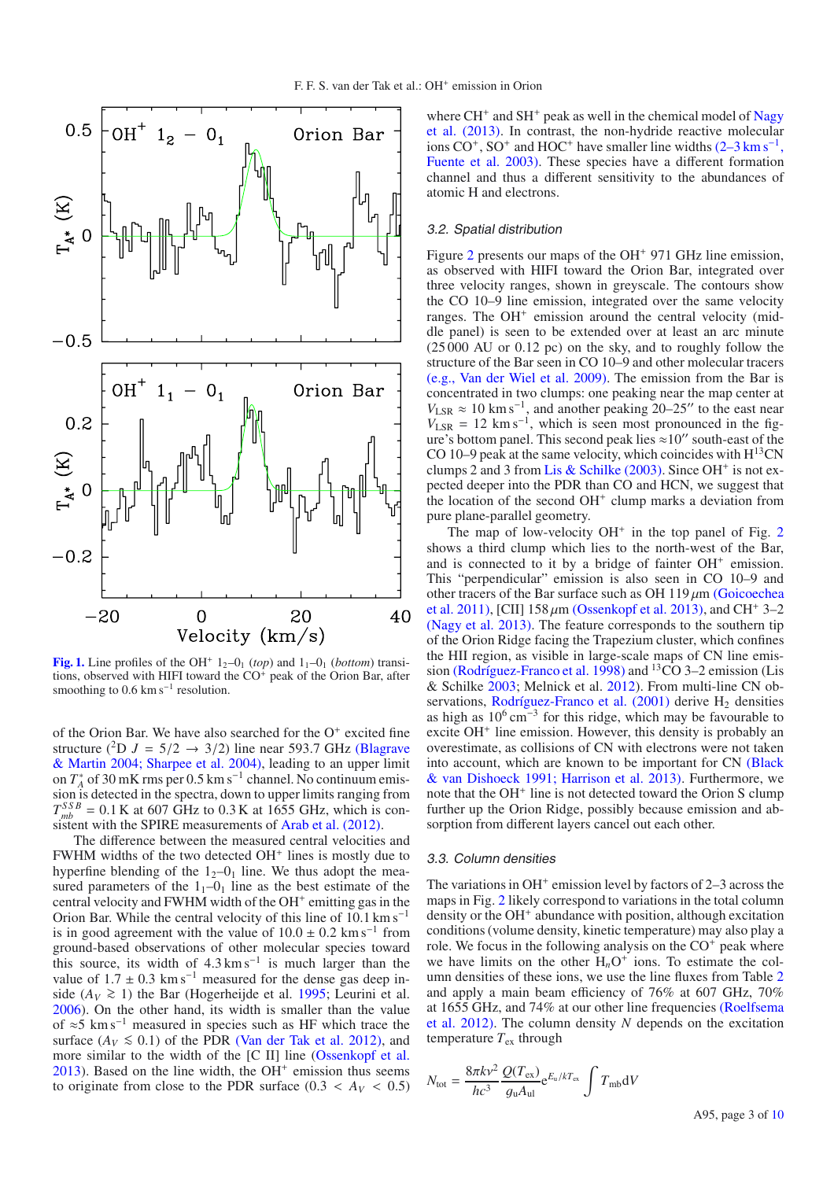**Fig. 1.** Line profiles of the $OH^+$ $1_2$–$0_1$ (*top*) and $1_1$–$0_1$ (*bottom*) transitions, observed with HIFI toward the $CO^+$ peak of the Orion Bar, after smoothing to 0.6 km $s^{-1}$ resolution.

of the Orion Bar. We have also searched for the $O^+$ excited fine structure ($^2D$ $J = 5/2 \rightarrow 3/2$) line near 593.7 GHz (Blagrave & Martin 2004; Sharpee et al. 2004), leading to an upper limit on $T_A^*$ of 30 mK rms per 0.5 km $s^{-1}$ channel. No continuum emission is detected in the spectra, down to upper limits ranging from $T_{mb}^{SSB} = 0.1$ K at 607 GHz to 0.3 K at 1655 GHz, which is consistent with the SPIRE measurements of Arab et al. (2012).

The difference between the measured central velocities and FWHM widths of the two detected $OH^+$ lines is mostly due to hyperfine blending of the $1_2$–$0_1$ line. We thus adopt the measured parameters of the $1_1$–$0_1$ line as the best estimate of the central velocity and FWHM width of the $OH^+$ emitting gas in the Orion Bar. While the central velocity of this line of 10.1 km $s^{-1}$ is in good agreement with the value of $10.0 \pm 0.2$ km $s^{-1}$ from ground-based observations of other molecular species toward this source, its width of 4.3 km $s^{-1}$ is much larger than the value of $1.7 \pm 0.3$ km $s^{-1}$ measured for the dense gas deep inside ($A_V \gtrsim 1$) the Bar (Hogerheijde et al. 1995; Leurini et al. 2006). On the other hand, its width is smaller than the value of $\approx$5 km $s^{-1}$ measured in species such as HF which trace the surface ($A_V \lesssim 0.1$) of the PDR (Van der Tak et al. 2012), and more similar to the width of the [C II] line (Ossenkopf et al. 2013). Based on the line width, the $OH^+$ emission thus seems to originate from close to the PDR surface ($0.3 < A_V < 0.5$) where $CH^+$ and $SH^+$ peak as well in the chemical model of Nagy et al. (2013). In contrast, the non-hydride reactive molecular ions $CO^+$, $SO^+$ and $HOC^+$ have smaller line widths (2–3 km $s^{-1}$, Fuente et al. 2003). These species have a different formation channel and thus a different sensitivity to the abundances of atomic H and electrons.

### 3.2. Spatial distribution

Figure 2 presents our maps of the $OH^+$ 971 GHz line emission, as observed with HIFI toward the Orion Bar, integrated over three velocity ranges, shown in greyscale. The contours show the CO 10–9 line emission, integrated over the same velocity ranges. The $OH^+$ emission around the central velocity (middle panel) is seen to be extended over at least an arc minute (25 000 AU or 0.12 pc) on the sky, and to roughly follow the structure of the Bar seen in CO 10–9 and other molecular tracers (e.g., Van der Wiel et al. 2009). The emission from the Bar is concentrated in two clumps: one peaking near the map center at $V_{LSR} \approx 10$ km $s^{-1}$, and another peaking 20–25″ to the east near $V_{LSR} = 12$ km $s^{-1}$, which is seen most pronounced in the figure's bottom panel. This second peak lies $\approx$10″ south-east of the CO 10–9 peak at the same velocity, which coincides with $H^{13}CN$ clumps 2 and 3 from Lis & Schilke (2003). Since $OH^+$ is not expected deeper into the PDR than CO and HCN, we suggest that the location of the second $OH^+$ clump marks a deviation from pure plane-parallel geometry.

The map of low-velocity $OH^+$ in the top panel of Fig. 2 shows a third clump which lies to the north-west of the Bar, and is connected to it by a bridge of fainter $OH^+$ emission. This "perpendicular" emission is also seen in CO 10–9 and other tracers of the Bar surface such as OH 119 $\mu$m (Goicoechea et al. 2011), [CII] 158 $\mu$m (Ossenkopf et al. 2013), and $CH^+$ 3–2 (Nagy et al. 2013). The feature corresponds to the southern tip of the Orion Ridge facing the Trapezium cluster, which confines the HII region, as visible in large-scale maps of CN line emission (Rodríguez-Franco et al. 1998) and $^{13}CO$ 3–2 emission (Lis & Schilke 2003; Melnick et al. 2012). From multi-line CN observations, Rodríguez-Franco et al. (2001) derive $H_2$ densities as high as $10^6$ $cm^{-3}$ for this ridge, which may be favourable to excite $OH^+$ line emission. However, this density is probably an overestimate, as collisions of CN with electrons were not taken into account, which are known to be important for CN (Black & van Dishoeck 1991; Harrison et al. 2013). Furthermore, we note that the $OH^+$ line is not detected toward the Orion S clump further up the Orion Ridge, possibly because emission and absorption from different layers cancel out each other.

### 3.3. Column densities

The variations in $OH^+$ emission level by factors of 2–3 across the maps in Fig. 2 likely correspond to variations in the total column density or the $OH^+$ abundance with position, although excitation conditions (volume density, kinetic temperature) may also play a role. We focus in the following analysis on the $CO^+$ peak where we have limits on the other $H_nO^+$ ions. To estimate the column densities of these ions, we use the line fluxes from Table 2 and apply a main beam efficiency of 76% at 607 GHz, 70% at 1655 GHz, and 74% at our other line frequencies (Roelfsema et al. 2012). The column density $N$ depends on the excitation temperature $T_{ex}$ through

$$N_{tot} = \frac{8\pi k \nu^2}{hc^3} \frac{Q(T_{ex})}{g_u A_{ul}} e^{E_u/kT_{ex}} \int T_{mb} dV$$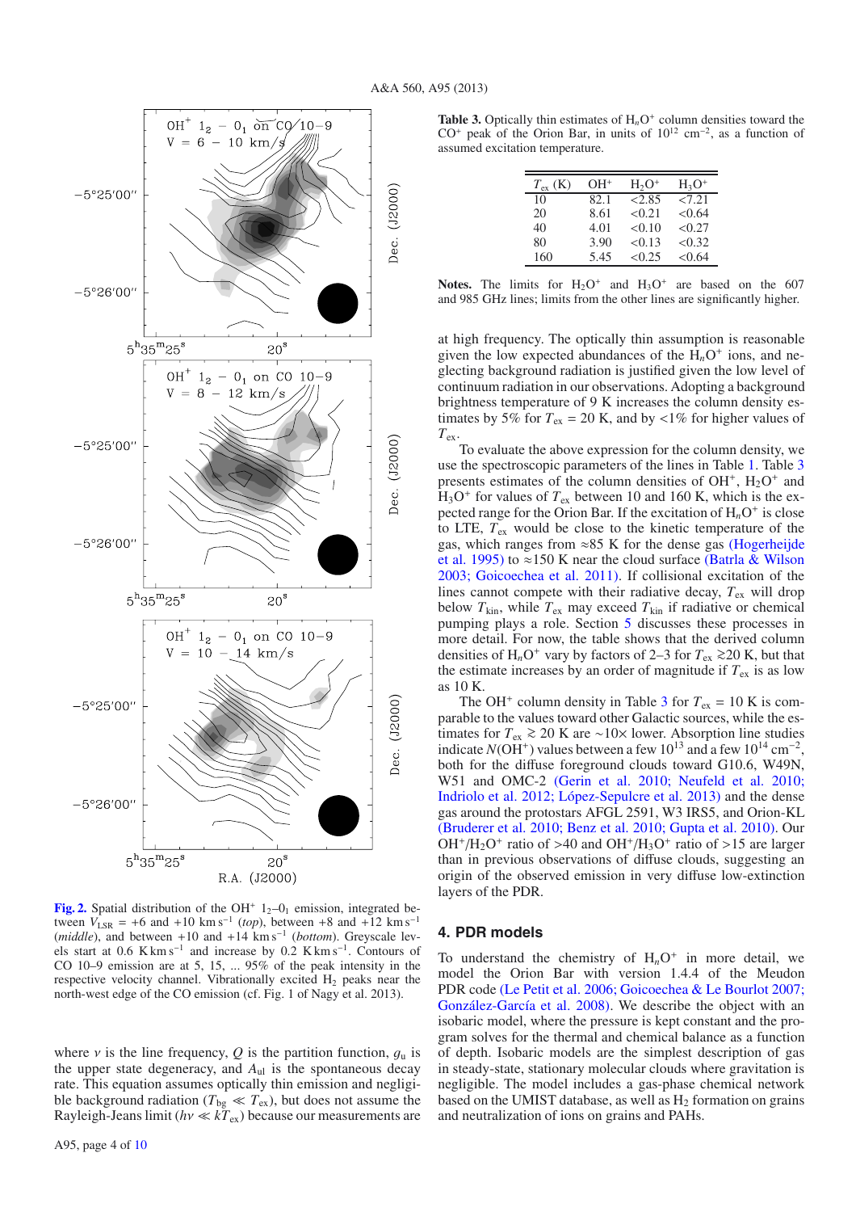Fig. 2. Spatial distribution of the $OH^+$ $1_2$–$0_1$ emission, integrated between $V_{LSR}$ = +6 and +10 km s$^{-1}$ (*top*), between +8 and +12 km s$^{-1}$ (*middle*), and between +10 and +14 km s$^{-1}$ (*bottom*). Greyscale levels start at 0.6 K km s$^{-1}$ and increase by 0.2 K km s$^{-1}$. Contours of CO 10–9 emission are at 5, 15, ... 95% of the peak intensity in the respective velocity channel. Vibrationally excited $H_2$ peaks near the north-west edge of the CO emission (cf. Fig. 1 of Nagy et al. 2013).

where $\nu$ is the line frequency, $Q$ is the partition function, $g_u$ is the upper state degeneracy, and $A_{ul}$ is the spontaneous decay rate. This equation assumes optically thin emission and negligible background radiation ($T_{bg} \ll T_{ex}$), but does not assume the Rayleigh-Jeans limit ($h\nu \ll kT_{ex}$) because our measurements are at high frequency. The optically thin assumption is reasonable given the low expected abundances of the $H_nO^+$ ions, and neglecting background radiation is justified given the low level of continuum radiation in our observations. Adopting a background brightness temperature of 9 K increases the column density estimates by 5% for $T_{ex}$ = 20 K, and by <1% for higher values of $T_{ex}$.

To evaluate the above expression for the column density, we use the spectroscopic parameters of the lines in Table 1. Table 3 presents estimates of the column densities of $OH^+$, $H_2O^+$ and $H_3O^+$ for values of $T_{ex}$ between 10 and 160 K, which is the expected range for the Orion Bar. If the excitation of $H_nO^+$ is close to LTE, $T_{ex}$ would be close to the kinetic temperature of the gas, which ranges from ≈85 K for the dense gas (Hogerheijde et al. 1995) to ≈150 K near the cloud surface (Batrla & Wilson 2003; Goicoechea et al. 2011). If collisional excitation of the lines cannot compete with their radiative decay, $T_{ex}$ will drop below $T_{kin}$, while $T_{ex}$ may exceed $T_{kin}$ if radiative or chemical pumping plays a role. Section 5 discusses these processes in more detail. For now, the table shows that the derived column densities of $H_nO^+$ vary by factors of 2–3 for $T_{ex} \gtrsim 20$ K, but that the estimate increases by an order of magnitude if $T_{ex}$ is as low as 10 K.

The $OH^+$ column density in Table 3 for $T_{ex}$ = 10 K is comparable to the values toward other Galactic sources, while the estimates for $T_{ex} \gtrsim 20$ K are ∼10× lower. Absorption line studies indicate $N(OH^+)$ values between a few $10^{13}$ and a few $10^{14}$ cm$^{-2}$, both for the diffuse foreground clouds toward G10.6, W49N, W51 and OMC-2 (Gerin et al. 2010; Neufeld et al. 2010; Indriolo et al. 2012; López-Sepulcre et al. 2013) and the dense gas around the protostars AFGL 2591, W3 IRS5, and Orion-KL (Bruderer et al. 2010; Benz et al. 2010; Gupta et al. 2010). Our $OH^+/H_2O^+$ ratio of >40 and $OH^+/H_3O^+$ ratio of >15 are larger than in previous observations of diffuse clouds, suggesting an origin of the observed emission in very diffuse low-extinction layers of the PDR.

Table 3. Optically thin estimates of $H_nO^+$ column densities toward the $CO^+$ peak of the Orion Bar, in units of $10^{12}$ cm$^{-2}$, as a function of assumed excitation temperature.

| $T_{ex}$ (K) | $OH^+$ | $H_2O^+$ | $H_3O^+$ |
|---|---|---|---|
| 10 | 82.1 | <2.85 | <7.21 |
| 20 | 8.61 | <0.21 | <0.64 |
| 40 | 4.01 | <0.10 | <0.27 |
| 80 | 3.90 | <0.13 | <0.32 |
| 160 | 5.45 | <0.25 | <0.64 |

**Notes.** The limits for $H_2O^+$ and $H_3O^+$ are based on the 607 and 985 GHz lines; limits from the other lines are significantly higher.

## 4. PDR models

To understand the chemistry of $H_nO^+$ in more detail, we model the Orion Bar with version 1.4.4 of the Meudon PDR code (Le Petit et al. 2006; Goicoechea & Le Bourlot 2007; González-García et al. 2008). We describe the object with an isobaric model, where the pressure is kept constant and the program solves for the thermal and chemical balance as a function of depth. Isobaric models are the simplest description of gas in steady-state, stationary molecular clouds where gravitation is negligible. The model includes a gas-phase chemical network based on the UMIST database, as well as $H_2$ formation on grains and neutralization of ions on grains and PAHs.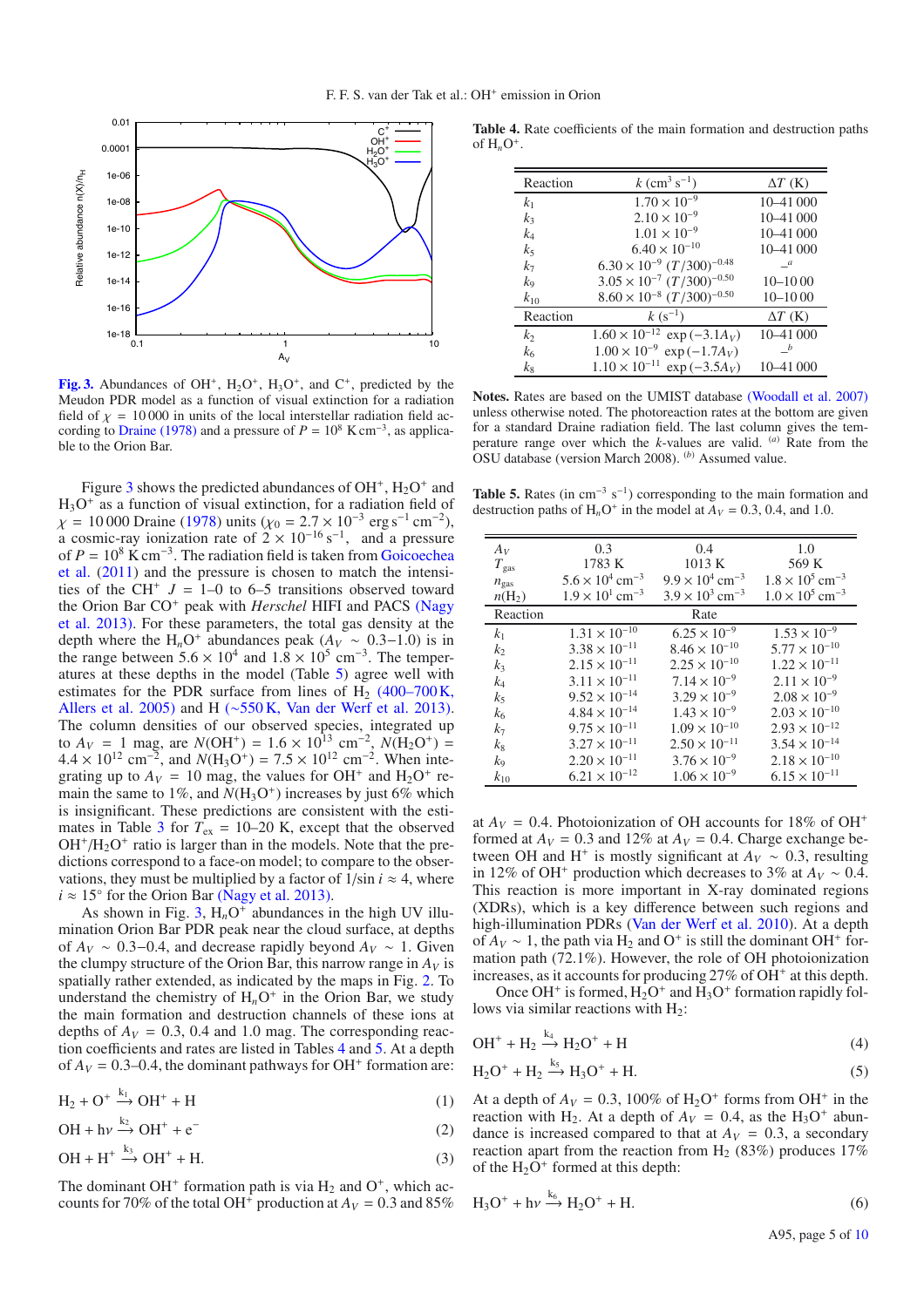**Fig. 3.** Abundances of $OH^+$, $H_2O^+$, $H_3O^+$, and $C^+$, predicted by the Meudon PDR model as a function of visual extinction for a radiation field of $\chi = 10\,000$ in units of the local interstellar radiation field according to Draine (1978) and a pressure of $P = 10^8$ K cm$^{-3}$, as applicable to the Orion Bar.

Figure 3 shows the predicted abundances of $OH^+$, $H_2O^+$ and $H_3O^+$ as a function of visual extinction, for a radiation field of $\chi = 10\,000$ Draine (1978) units ($\chi_0 = 2.7 \times 10^{-3}$ erg s$^{-1}$ cm$^{-2}$), a cosmic-ray ionization rate of $2 \times 10^{-16}$ s$^{-1}$, and a pressure of $P = 10^8$ K cm$^{-3}$. The radiation field is taken from Goicoechea et al. (2011) and the pressure is chosen to match the intensities of the $CH^+$ $J$ = 1–0 to 6–5 transitions observed toward the Orion Bar CO$^+$ peak with *Herschel* HIFI and PACS (Nagy et al. 2013). For these parameters, the total gas density at the depth where the $H_nO^+$ abundances peak ($A_V \sim 0.3$–1.0) is in the range between $5.6 \times 10^4$ and $1.8 \times 10^5$ cm$^{-3}$. The temperatures at these depths in the model (Table 5) agree well with estimates for the PDR surface from lines of $H_2$ (400–700 K, Allers et al. 2005) and H (~550 K, Van der Werf et al. 2013). The column densities of our observed species, integrated up to $A_V$ = 1 mag, are $N(OH^+) = 1.6 \times 10^{13}$ cm$^{-2}$, $N(H_2O^+) = 4.4 \times 10^{12}$ cm$^{-2}$, and $N(H_3O^+) = 7.5 \times 10^{12}$ cm$^{-2}$. When integrating up to $A_V$ = 10 mag, the values for $OH^+$ and $H_2O^+$ remain the same to 1%, and $N(H_3O^+)$ increases by just 6% which is insignificant. These predictions are consistent with the estimates in Table 3 for $T_{ex}$ = 10–20 K, except that the observed $OH^+/H_2O^+$ ratio is larger than in the models. Note that the predictions correspond to a face-on model; to compare to the observations, they must be multiplied by a factor of $1/\sin i \approx 4$, where $i \approx 15°$ for the Orion Bar (Nagy et al. 2013).

As shown in Fig. 3, $H_nO^+$ abundances in the high UV illumination Orion Bar PDR peak near the cloud surface, at depths of $A_V \sim 0.3$–0.4, and decrease rapidly beyond $A_V \sim 1$. Given the clumpy structure of the Orion Bar, this narrow range in $A_V$ is spatially rather extended, as indicated by the maps in Fig. 2. To understand the chemistry of $H_nO^+$ in the Orion Bar, we study the main formation and destruction channels of these ions at depths of $A_V$ = 0.3, 0.4 and 1.0 mag. The corresponding reaction coefficients and rates are listed in Tables 4 and 5. At a depth of $A_V$ = 0.3–0.4, the dominant pathways for $OH^+$ formation are:

$$H_2 + O^+ \xrightarrow{k_1} OH^+ + H \quad (1)$$

$$OH + h\nu \xrightarrow{k_2} OH^+ + e^- \quad (2)$$

$$OH + H^+ \xrightarrow{k_3} OH^+ + H. \quad (3)$$

The dominant $OH^+$ formation path is via $H_2$ and $O^+$, which accounts for 70% of the total $OH^+$ production at $A_V$ = 0.3 and 85% at $A_V$ = 0.4. Photoionization of OH accounts for 18% of $OH^+$ formed at $A_V$ = 0.3 and 12% at $A_V$ = 0.4. Charge exchange between OH and $H^+$ is mostly significant at $A_V \sim 0.3$, resulting in 12% of $OH^+$ production which decreases to 3% at $A_V \sim 0.4$. This reaction is more important in X-ray dominated regions (XDRs), which is a key difference between such regions and high-illumination PDRs (Van der Werf et al. 2010). At a depth of $A_V \sim 1$, the path via $H_2$ and $O^+$ is still the dominant $OH^+$ formation path (72.1%). However, the role of OH photoionization increases, as it accounts for producing 27% of $OH^+$ at this depth.

Once $OH^+$ is formed, $H_2O^+$ and $H_3O^+$ formation rapidly follows via similar reactions with $H_2$:

$$OH^+ + H_2 \xrightarrow{k_4} H_2O^+ + H \quad (4)$$

$$H_2O^+ + H_2 \xrightarrow{k_5} H_3O^+ + H. \quad (5)$$

At a depth of $A_V$ = 0.3, 100% of $H_2O^+$ forms from $OH^+$ in the reaction with $H_2$. At a depth of $A_V$ = 0.4, as the $H_3O^+$ abundance is increased compared to that at $A_V$ = 0.3, a secondary reaction apart from the reaction from $H_2$ (83%) produces 17% of the $H_2O^+$ formed at this depth:

$$H_3O^+ + h\nu \xrightarrow{k_6} H_2O^+ + H. \quad (6)$$

**Table 4.** Rate coefficients of the main formation and destruction paths of $H_nO^+$.

| Reaction | $k$ (cm$^3$ s$^{-1}$) | $\Delta T$ (K) |
|---|---|---|
| $k_1$ | $1.70 \times 10^{-9}$ | 10–41 000 |
| $k_3$ | $2.10 \times 10^{-9}$ | 10–41 000 |
| $k_4$ | $1.01 \times 10^{-9}$ | 10–41 000 |
| $k_5$ | $6.40 \times 10^{-10}$ | 10–41 000 |
| $k_7$ | $6.30 \times 10^{-9}$ $(T/300)^{-0.48}$ | –[a] |
| $k_9$ | $3.05 \times 10^{-7}$ $(T/300)^{-0.50}$ | 10–10 00 |
| $k_{10}$ | $8.60 \times 10^{-8}$ $(T/300)^{-0.50}$ | 10–10 00 |
| **Reaction** | **$k$ (s$^{-1}$)** | **$\Delta T$ (K)** |
| $k_2$ | $1.60 \times 10^{-12}$ $\exp(-3.1A_V)$ | 10–41 000 |
| $k_6$ | $1.00 \times 10^{-9}$ $\exp(-1.7A_V)$ | –[b] |
| $k_8$ | $1.10 \times 10^{-11}$ $\exp(-3.5A_V)$ | 10–41 000 |

**Notes.** Rates are based on the UMIST database (Woodall et al. 2007) unless otherwise noted. The photoreaction rates at the bottom are given for a standard Draine radiation field. The last column gives the temperature range over which the $k$-values are valid. [a] Rate from the OSU database (version March 2008). [b] Assumed value.

**Table 5.** Rates (in cm$^{-3}$ s$^{-1}$) corresponding to the main formation and destruction paths of $H_nO^+$ in the model at $A_V$ = 0.3, 0.4, and 1.0.

| $A_V$ | 0.3 | 0.4 | 1.0 |
|---|---|---|---|
| $T_{gas}$ | 1783 K | 1013 K | 569 K |
| $n_{gas}$ | $5.6 \times 10^4$ cm$^{-3}$ | $9.9 \times 10^4$ cm$^{-3}$ | $1.8 \times 10^5$ cm$^{-3}$ |
| $n(H_2)$ | $1.9 \times 10^1$ cm$^{-3}$ | $3.9 \times 10^3$ cm$^{-3}$ | $1.0 \times 10^5$ cm$^{-3}$ |
| **Reaction** | | **Rate** | |
| $k_1$ | $1.31 \times 10^{-10}$ | $6.25 \times 10^{-9}$ | $1.53 \times 10^{-9}$ |
| $k_2$ | $3.38 \times 10^{-11}$ | $8.46 \times 10^{-10}$ | $5.77 \times 10^{-10}$ |
| $k_3$ | $2.15 \times 10^{-11}$ | $2.25 \times 10^{-10}$ | $1.22 \times 10^{-11}$ |
| $k_4$ | $3.11 \times 10^{-11}$ | $7.14 \times 10^{-9}$ | $2.11 \times 10^{-9}$ |
| $k_5$ | $9.52 \times 10^{-14}$ | $3.29 \times 10^{-9}$ | $2.08 \times 10^{-9}$ |
| $k_6$ | $4.84 \times 10^{-14}$ | $1.43 \times 10^{-9}$ | $2.03 \times 10^{-10}$ |
| $k_7$ | $9.75 \times 10^{-11}$ | $1.09 \times 10^{-10}$ | $2.93 \times 10^{-12}$ |
| $k_8$ | $3.27 \times 10^{-11}$ | $2.50 \times 10^{-11}$ | $3.54 \times 10^{-14}$ |
| $k_9$ | $2.20 \times 10^{-11}$ | $3.76 \times 10^{-9}$ | $2.18 \times 10^{-10}$ |
| $k_{10}$ | $6.21 \times 10^{-12}$ | $1.06 \times 10^{-9}$ | $6.15 \times 10^{-11}$ |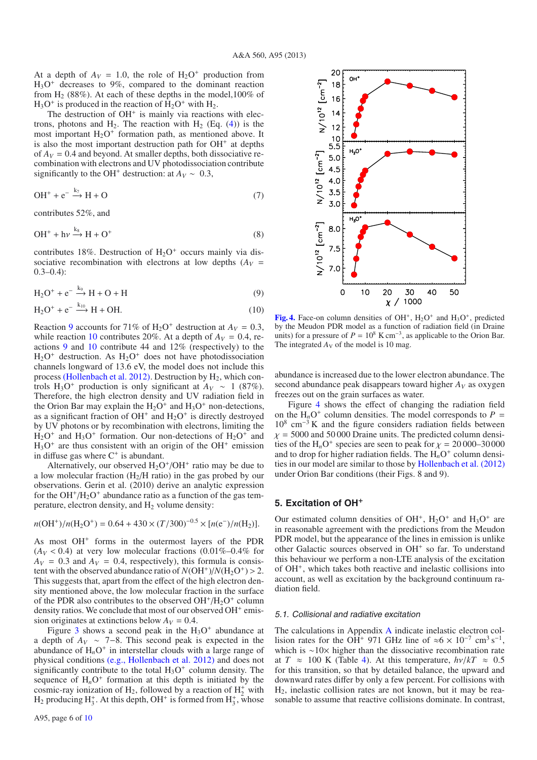At a depth of $A_V$ = 1.0, the role of $H_2O^+$ production from $H_3O^+$ decreases to 9%, compared to the dominant reaction from $H_2$ (88%). At each of these depths in the model,100% of $H_3O^+$ is produced in the reaction of $H_2O^+$ with $H_2$.

The destruction of $OH^+$ is mainly via reactions with electrons, photons and $H_2$. The reaction with $H_2$ (Eq. (4)) is the most important $H_2O^+$ formation path, as mentioned above. It is also the most important destruction path for $OH^+$ at depths of $A_V$ = 0.4 and beyond. At smaller depths, both dissociative recombination with electrons and UV photodissociation contribute significantly to the $OH^+$ destruction: at $A_V \sim 0.3$,

$$OH^+ + e^- \xrightarrow{k_7} H + O \tag{7}$$

contributes 52%, and

$$OH^+ + h\nu \xrightarrow{k_8} H + O^+ \tag{8}$$

contributes 18%. Destruction of $H_2O^+$ occurs mainly via dissociative recombination with electrons at low depths ($A_V$ = 0.3–0.4):

$$H_2O^+ + e^- \xrightarrow{k_9} H + O + H \tag{9}$$

$$H_2O^+ + e^- \xrightarrow{k_{10}} H + OH. \tag{10}$$

Reaction 9 accounts for 71% of $H_2O^+$ destruction at $A_V$ = 0.3, while reaction 10 contributes 20%. At a depth of $A_V$ = 0.4, reactions 9 and 10 contribute 44 and 12% (respectively) to the $H_2O^+$ destruction. As $H_2O^+$ does not have photodissociation channels longward of 13.6 eV, the model does not include this process (Hollenbach et al. 2012). Destruction by $H_2$, which controls $H_3O^+$ production is only significant at $A_V \sim 1$ (87%). Therefore, the high electron density and UV radiation field in the Orion Bar may explain the $H_2O^+$ and $H_3O^+$ non-detections, as a significant fraction of $OH^+$ and $H_2O^+$ is directly destroyed by UV photons or by recombination with electrons, limiting the $H_2O^+$ and $H_3O^+$ formation. Our non-detections of $H_2O^+$ and $H_3O^+$ are thus consistent with an origin of the $OH^+$ emission in diffuse gas where $C^+$ is abundant.

Alternatively, our observed $H_2O^+/OH^+$ ratio may be due to a low molecular fraction ($H_2$/H ratio) in the gas probed by our observations. Gerin et al. (2010) derive an analytic expression for the $OH^+/H_2O^+$ abundance ratio as a function of the gas temperature, electron density, and $H_2$ volume density:

$$n(OH^+)/n(H_2O^+) = 0.64 + 430 \times (T/300)^{-0.5} \times [n(e^-)/n(H_2)].$$

As most $OH^+$ forms in the outermost layers of the PDR ($A_V < 0.4$) at very low molecular fractions (0.01%–0.4% for $A_V$ = 0.3 and $A_V$ = 0.4, respectively), this formula is consistent with the observed abundance ratio of $N(OH^+)/N(H_2O^+) > 2$. This suggests that, apart from the effect of the high electron density mentioned above, the low molecular fraction in the surface of the PDR also contributes to the observed $OH^+/H_2O^+$ column density ratios. We conclude that most of our observed $OH^+$ emission originates at extinctions below $A_V$ = 0.4.

Figure 3 shows a second peak in the $H_3O^+$ abundance at a depth of $A_V \sim$ 7–8. This second peak is expected in the abundance of $H_nO^+$ in interstellar clouds with a large range of physical conditions (e.g., Hollenbach et al. 2012) and does not significantly contribute to the total $H_3O^+$ column density. The sequence of $H_nO^+$ formation at this depth is initiated by the cosmic-ray ionization of $H_2$, followed by a reaction of $H_2^+$ with $H_2$ producing $H_3^+$. At this depth, $OH^+$ is formed from $H_3^+$, whose abundance is increased due to the lower electron abundance. The second abundance peak disappears toward higher $A_V$ as oxygen freezes out on the grain surfaces as water.

**Fig. 4.** Face-on column densities of $OH^+$, $H_2O^+$ and $H_3O^+$, predicted by the Meudon PDR model as a function of radiation field (in Draine units) for a pressure of $P = 10^8$ K cm$^{-3}$, as applicable to the Orion Bar. The integrated $A_V$ of the model is 10 mag.

Figure 4 shows the effect of changing the radiation field on the $H_nO^+$ column densities. The model corresponds to $P = 10^8$ cm$^{-3}$ K and the figure considers radiation fields between $\chi$ = 5000 and 50 000 Draine units. The predicted column densities of the $H_nO^+$ species are seen to peak for $\chi$ = 20 000–30 000 and to drop for higher radiation fields. The $H_nO^+$ column densities in our model are similar to those by Hollenbach et al. (2012) under Orion Bar conditions (their Figs. 8 and 9).

## 5. Excitation of $OH^+$

Our estimated column densities of $OH^+$, $H_2O^+$ and $H_3O^+$ are in reasonable agreement with the predictions from the Meudon PDR model, but the appearance of the lines in emission is unlike other Galactic sources observed in $OH^+$ so far. To understand this behaviour we perform a non-LTE analysis of the excitation of $OH^+$, which takes both reactive and inelastic collisions into account, as well as excitation by the background continuum radiation field.

### 5.1. Collisional and radiative excitation

The calculations in Appendix A indicate inelastic electron collision rates for the $OH^+$ 971 GHz line of $\approx 6 \times 10^{-7}$ cm$^3$ s$^{-1}$, which is $\sim$10× higher than the dissociative recombination rate at $T \approx 100$ K (Table 4). At this temperature, $h\nu/kT \approx 0.5$ for this transition, so that by detailed balance, the upward and downward rates differ by only a few percent. For collisions with $H_2$, inelastic collision rates are not known, but it may be reasonable to assume that reactive collisions dominate. In contrast,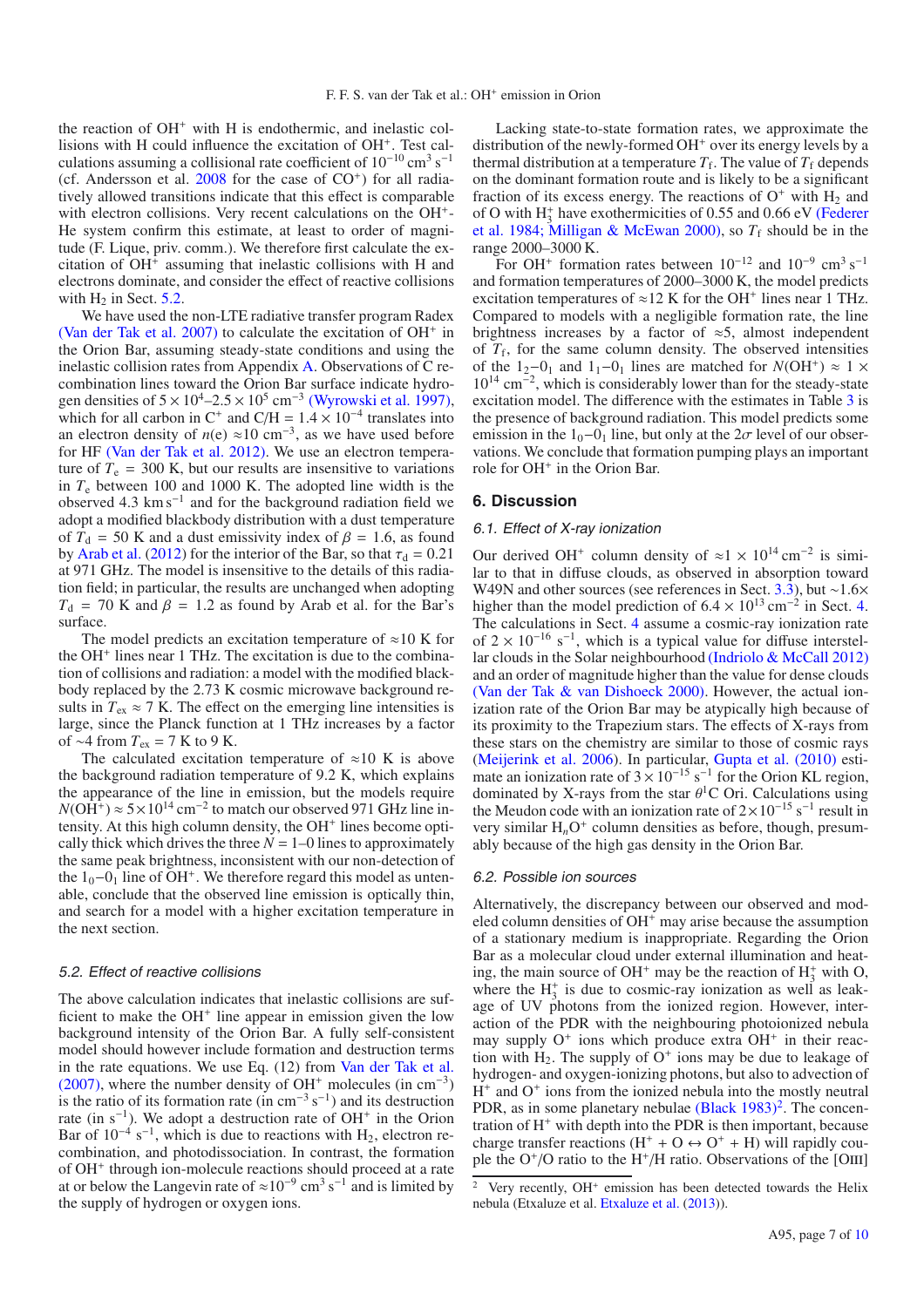the reaction of $OH^+$ with H is endothermic, and inelastic collisions with H could influence the excitation of $OH^+$. Test calculations assuming a collisional rate coefficient of $10^{-10}$ cm$^3$ s$^{-1}$ (cf. Andersson et al. 2008 for the case of $CO^+$) for all radiatively allowed transitions indicate that this effect is comparable with electron collisions. Very recent calculations on the $OH^+$-He system confirm this estimate, at least to order of magnitude (F. Lique, priv. comm.). We therefore first calculate the excitation of $OH^+$ assuming that inelastic collisions with H and electrons dominate, and consider the effect of reactive collisions with $H_2$ in Sect. 5.2.

We have used the non-LTE radiative transfer program Radex (Van der Tak et al. 2007) to calculate the excitation of $OH^+$ in the Orion Bar, assuming steady-state conditions and using the inelastic collision rates from Appendix A. Observations of C recombination lines toward the Orion Bar surface indicate hydrogen densities of $5 \times 10^4$–$2.5 \times 10^5$ cm$^{-3}$ (Wyrowski et al. 1997), which for all carbon in $C^+$ and C/H = $1.4 \times 10^{-4}$ translates into an electron density of $n(e) \approx 10$ cm$^{-3}$, as we have used before for HF (Van der Tak et al. 2012). We use an electron temperature of $T_e$ = 300 K, but our results are insensitive to variations in $T_e$ between 100 and 1000 K. The adopted line width is the observed 4.3 km s$^{-1}$ and for the background radiation field we adopt a modified blackbody distribution with a dust temperature of $T_d$ = 50 K and a dust emissivity index of $\beta$ = 1.6, as found by Arab et al. (2012) for the interior of the Bar, so that $\tau_d$ = 0.21 at 971 GHz. The model is insensitive to the details of this radiation field; in particular, the results are unchanged when adopting $T_d$ = 70 K and $\beta$ = 1.2 as found by Arab et al. for the Bar's surface.

The model predicts an excitation temperature of $\approx$10 K for the $OH^+$ lines near 1 THz. The excitation is due to the combination of collisions and radiation: a model with the modified blackbody replaced by the 2.73 K cosmic microwave background results in $T_{ex} \approx 7$ K. The effect on the emerging line intensities is large, since the Planck function at 1 THz increases by a factor of $\sim$4 from $T_{ex}$ = 7 K to 9 K.

The calculated excitation temperature of $\approx$10 K is above the background radiation temperature of 9.2 K, which explains the appearance of the line in emission, but the models require $N(OH^+) \approx 5 \times 10^{14}$ cm$^{-2}$ to match our observed 971 GHz line intensity. At this high column density, the $OH^+$ lines become optically thick which drives the three $N$ = 1–0 lines to approximately the same peak brightness, inconsistent with our non-detection of the $1_0$–$0_1$ line of $OH^+$. We therefore regard this model as untenable, conclude that the observed line emission is optically thin, and search for a model with a higher excitation temperature in the next section.

### 5.2. Effect of reactive collisions

The above calculation indicates that inelastic collisions are sufficient to make the $OH^+$ line appear in emission given the low background intensity of the Orion Bar. A fully self-consistent model should however include formation and destruction terms in the rate equations. We use Eq. (12) from Van der Tak et al. (2007), where the number density of $OH^+$ molecules (in cm$^{-3}$) is the ratio of its formation rate (in cm$^{-3}$ s$^{-1}$) and its destruction rate (in s$^{-1}$). We adopt a destruction rate of $OH^+$ in the Orion Bar of $10^{-4}$ s$^{-1}$, which is due to reactions with $H_2$, electron recombination, and photodissociation. In contrast, the formation of $OH^+$ through ion-molecule reactions should proceed at a rate at or below the Langevin rate of $\approx 10^{-9}$ cm$^3$ s$^{-1}$ and is limited by the supply of hydrogen or oxygen ions.

Lacking state-to-state formation rates, we approximate the distribution of the newly-formed $OH^+$ over its energy levels by a thermal distribution at a temperature $T_f$. The value of $T_f$ depends on the dominant formation route and is likely to be a significant fraction of its excess energy. The reactions of $O^+$ with $H_2$ and of O with $H_3^+$ have exothermicities of 0.55 and 0.66 eV (Federer et al. 1984; Milligan & McEwan 2000), so $T_f$ should be in the range 2000–3000 K.

For $OH^+$ formation rates between $10^{-12}$ and $10^{-9}$ cm$^3$ s$^{-1}$ and formation temperatures of 2000–3000 K, the model predicts excitation temperatures of $\approx$12 K for the $OH^+$ lines near 1 THz. Compared to models with a negligible formation rate, the line brightness increases by a factor of $\approx$5, almost independent of $T_f$, for the same column density. The observed intensities of the $1_2$–$0_1$ and $1_1$–$0_1$ lines are matched for $N(OH^+) \approx 1 \times 10^{14}$ cm$^{-2}$, which is considerably lower than for the steady-state excitation model. The difference with the estimates in Table 3 is the presence of background radiation. This model predicts some emission in the $1_0$–$0_1$ line, but only at the 2$\sigma$ level of our observations. We conclude that formation pumping plays an important role for $OH^+$ in the Orion Bar.

## 6. Discussion

### 6.1. Effect of X-ray ionization

Our derived $OH^+$ column density of $\approx 1 \times 10^{14}$ cm$^{-2}$ is similar to that in diffuse clouds, as observed in absorption toward W49N and other sources (see references in Sect. 3.3), but $\sim$1.6$\times$ higher than the model prediction of $6.4 \times 10^{13}$ cm$^{-2}$ in Sect. 4. The calculations in Sect. 4 assume a cosmic-ray ionization rate of $2 \times 10^{-16}$ s$^{-1}$, which is a typical value for diffuse interstellar clouds in the Solar neighbourhood (Indriolo & McCall 2012) and an order of magnitude higher than the value for dense clouds (Van der Tak & van Dishoeck 2000). However, the actual ionization rate of the Orion Bar may be atypically high because of its proximity to the Trapezium stars. The effects of X-rays from these stars on the chemistry are similar to those of cosmic rays (Meijerink et al. 2006). In particular, Gupta et al. (2010) estimate an ionization rate of $3 \times 10^{-15}$ s$^{-1}$ for the Orion KL region, dominated by X-rays from the star $\theta^1$C Ori. Calculations using the Meudon code with an ionization rate of $2 \times 10^{-15}$ s$^{-1}$ result in very similar $H_nO^+$ column densities as before, though, presumably because of the high gas density in the Orion Bar.

### 6.2. Possible ion sources

Alternatively, the discrepancy between our observed and modeled column densities of $OH^+$ may arise because the assumption of a stationary medium is inappropriate. Regarding the Orion Bar as a molecular cloud under external illumination and heating, the main source of $OH^+$ may be the reaction of $H_3^+$ with O, where the $H_3^+$ is due to cosmic-ray ionization as well as leakage of UV photons from the ionized region. However, interaction of the PDR with the neighbouring photoionized nebula may supply $O^+$ ions which produce extra $OH^+$ in their reaction with $H_2$. The supply of $O^+$ ions may be due to leakage of hydrogen- and oxygen-ionizing photons, but also to advection of $H^+$ and $O^+$ ions from the ionized nebula into the mostly neutral PDR, as in some planetary nebulae (Black 1983)[2]. The concentration of $H^+$ with depth into the PDR is then important, because charge transfer reactions ($H^+$ + O $\leftrightarrow$ $O^+$ + H) will rapidly couple the $O^+$/O ratio to the $H^+$/H ratio. Observations of the [OIII]

[2] Very recently, $OH^+$ emission has been detected towards the Helix nebula (Etxaluze et al. Etxaluze et al. (2013)).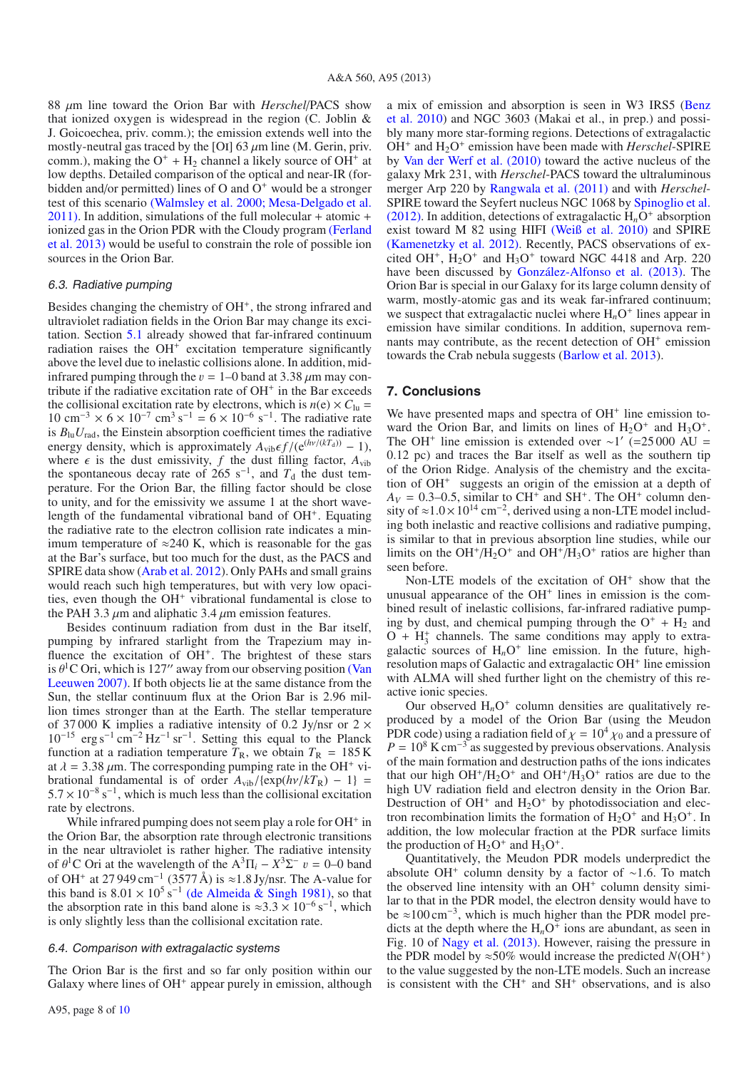88 $\mu$m line toward the Orion Bar with *Herschel*/PACS show that ionized oxygen is widespread in the region (C. Joblin & J. Goicoechea, priv. comm.); the emission extends well into the mostly-neutral gas traced by the [OI] 63 $\mu$m line (M. Gerin, priv. comm.), making the $O^+ + H_2$ channel a likely source of $OH^+$ at low depths. Detailed comparison of the optical and near-IR (forbidden and/or permitted) lines of O and $O^+$ would be a stronger test of this scenario (Walmsley et al. 2000; Mesa-Delgado et al. 2011). In addition, simulations of the full molecular + atomic + ionized gas in the Orion PDR with the Cloudy program (Ferland et al. 2013) would be useful to constrain the role of possible ion sources in the Orion Bar.

### 6.3. Radiative pumping

Besides changing the chemistry of $OH^+$, the strong infrared and ultraviolet radiation fields in the Orion Bar may change its excitation. Section 5.1 already showed that far-infrared continuum radiation raises the $OH^+$ excitation temperature significantly above the level due to inelastic collisions alone. In addition, mid-infrared pumping through the $v$ = 1–0 band at 3.38 $\mu$m may contribute if the radiative excitation rate of $OH^+$ in the Bar exceeds the collisional excitation rate by electrons, which is $n(\mathrm{e}) \times C_{\mathrm{lu}}$ = 10 cm$^{-3}$ × 6 × 10$^{-7}$ cm$^3$ s$^{-1}$ = 6 × 10$^{-6}$ s$^{-1}$. The radiative rate is $B_{\mathrm{lu}}U_{\mathrm{rad}}$, the Einstein absorption coefficient times the radiative energy density, which is approximately $A_{\mathrm{vib}}\epsilon f/(\mathrm{e}^{(h\nu/(kT_{\mathrm{d}}))} - 1)$, where $\epsilon$ is the dust emissivity, $f$ the dust filling factor, $A_{\mathrm{vib}}$ the spontaneous decay rate of 265 s$^{-1}$, and $T_{\mathrm{d}}$ the dust temperature. For the Orion Bar, the filling factor should be close to unity, and for the emissivity we assume 1 at the short wavelength of the fundamental vibrational band of $OH^+$. Equating the radiative rate to the electron collision rate indicates a minimum temperature of ≈240 K, which is reasonable for the gas at the Bar's surface, but too much for the dust, as the PACS and SPIRE data show (Arab et al. 2012). Only PAHs and small grains would reach such high temperatures, but with very low opacities, even though the $OH^+$ vibrational fundamental is close to the PAH 3.3 $\mu$m and aliphatic 3.4 $\mu$m emission features.

Besides continuum radiation from dust in the Bar itself, pumping by infrared starlight from the Trapezium may influence the excitation of $OH^+$. The brightest of these stars is $\theta^1$C Ori, which is 127″ away from our observing position (Van Leeuwen 2007). If both objects lie at the same distance from the Sun, the stellar continuum flux at the Orion Bar is 2.96 million times stronger than at the Earth. The stellar temperature of 37 000 K implies a radiative intensity of 0.2 Jy/nsr or 2 × 10$^{-15}$ erg s$^{-1}$ cm$^{-2}$ Hz$^{-1}$ sr$^{-1}$. Setting this equal to the Planck function at a radiation temperature $T_{\mathrm{R}}$, we obtain $T_{\mathrm{R}}$ = 185 K at $\lambda$ = 3.38 $\mu$m. The corresponding pumping rate in the $OH^+$ vibrational fundamental is of order $A_{\mathrm{vib}}/\{\exp(h\nu/kT_{\mathrm{R}}) - 1\}$ = 5.7 × 10$^{-8}$ s$^{-1}$, which is much less than the collisional excitation rate by electrons.

While infrared pumping does not seem play a role for $OH^+$ in the Orion Bar, the absorption rate through electronic transitions in the near ultraviolet is rather higher. The radiative intensity of $\theta^1$C Ori at the wavelength of the $A^3\Pi_i - X^3\Sigma^-$ $v$ = 0–0 band of $OH^+$ at 27 949 cm$^{-1}$ (3577 Å) is ≈1.8 Jy/nsr. The A-value for this band is 8.01 × 10$^5$ s$^{-1}$ (de Almeida & Singh 1981), so that the absorption rate in this band alone is ≈3.3 × 10$^{-6}$ s$^{-1}$, which is only slightly less than the collisional excitation rate.

### 6.4. Comparison with extragalactic systems

The Orion Bar is the first and so far only position within our Galaxy where lines of $OH^+$ appear purely in emission, although a mix of emission and absorption is seen in W3 IRS5 (Benz et al. 2010) and NGC 3603 (Makai et al., in prep.) and possibly many more star-forming regions. Detections of extragalactic $OH^+$ and $H_2O^+$ emission have been made with *Herschel*-SPIRE by Van der Werf et al. (2010) toward the active nucleus of the galaxy Mrk 231, with *Herschel*-PACS toward the ultraluminous merger Arp 220 by Rangwala et al. (2011) and with *Herschel*-SPIRE toward the Seyfert nucleus NGC 1068 by Spinoglio et al. (2012). In addition, detections of extragalactic $H_nO^+$ absorption exist toward M 82 using HIFI (Weiß et al. 2010) and SPIRE (Kamenetzky et al. 2012). Recently, PACS observations of excited $OH^+$, $H_2O^+$ and $H_3O^+$ toward NGC 4418 and Arp. 220 have been discussed by González-Alfonso et al. (2013). The Orion Bar is special in our Galaxy for its large column density of warm, mostly-atomic gas and its weak far-infrared continuum; we suspect that extragalactic nuclei where $H_nO^+$ lines appear in emission have similar conditions. In addition, supernova remnants may contribute, as the recent detection of $OH^+$ emission towards the Crab nebula suggests (Barlow et al. 2013).

## 7. Conclusions

We have presented maps and spectra of $OH^+$ line emission toward the Orion Bar, and limits on lines of $H_2O^+$ and $H_3O^+$. The $OH^+$ line emission is extended over ∼1′ (=25 000 AU = 0.12 pc) and traces the Bar itself as well as the southern tip of the Orion Ridge. Analysis of the chemistry and the excitation of $OH^+$ suggests an origin of the emission at a depth of $A_V$ = 0.3–0.5, similar to $CH^+$ and $SH^+$. The $OH^+$ column density of ≈1.0 × 10$^{14}$ cm$^{-2}$, derived using a non-LTE model including both inelastic and reactive collisions and radiative pumping, is similar to that in previous absorption line studies, while our limits on the $OH^+/H_2O^+$ and $OH^+/H_3O^+$ ratios are higher than seen before.

Non-LTE models of the excitation of $OH^+$ show that the unusual appearance of the $OH^+$ lines in emission is the combined result of inelastic collisions, far-infrared radiative pumping by dust, and chemical pumping through the $O^+ + H_2$ and $O + H_3^+$ channels. The same conditions may apply to extragalactic sources of $H_nO^+$ line emission. In the future, high-resolution maps of Galactic and extragalactic $OH^+$ line emission with ALMA will shed further light on the chemistry of this reactive ionic species.

Our observed $H_nO^+$ column densities are qualitatively reproduced by a model of the Orion Bar (using the Meudon PDR code) using a radiation field of $\chi = 10^4\chi_0$ and a pressure of $P = 10^8$ K cm$^{-3}$ as suggested by previous observations. Analysis of the main formation and destruction paths of the ions indicates that our high $OH^+/H_2O^+$ and $OH^+/H_3O^+$ ratios are due to the high UV radiation field and electron density in the Orion Bar. Destruction of $OH^+$ and $H_2O^+$ by photodissociation and electron recombination limits the formation of $H_2O^+$ and $H_3O^+$. In addition, the low molecular fraction at the PDR surface limits the production of $H_2O^+$ and $H_3O^+$.

Quantitatively, the Meudon PDR models underpredict the absolute $OH^+$ column density by a factor of ∼1.6. To match the observed line intensity with an $OH^+$ column density similar to that in the PDR model, the electron density would have to be ≈100 cm$^{-3}$, which is much higher than the PDR model predicts at the depth where the $H_nO^+$ ions are abundant, as seen in Fig. 10 of Nagy et al. (2013). However, raising the pressure in the PDR model by ≈50% would increase the predicted $N(OH^+)$ to the value suggested by the non-LTE models. Such an increase is consistent with the $CH^+$ and $SH^+$ observations, and is also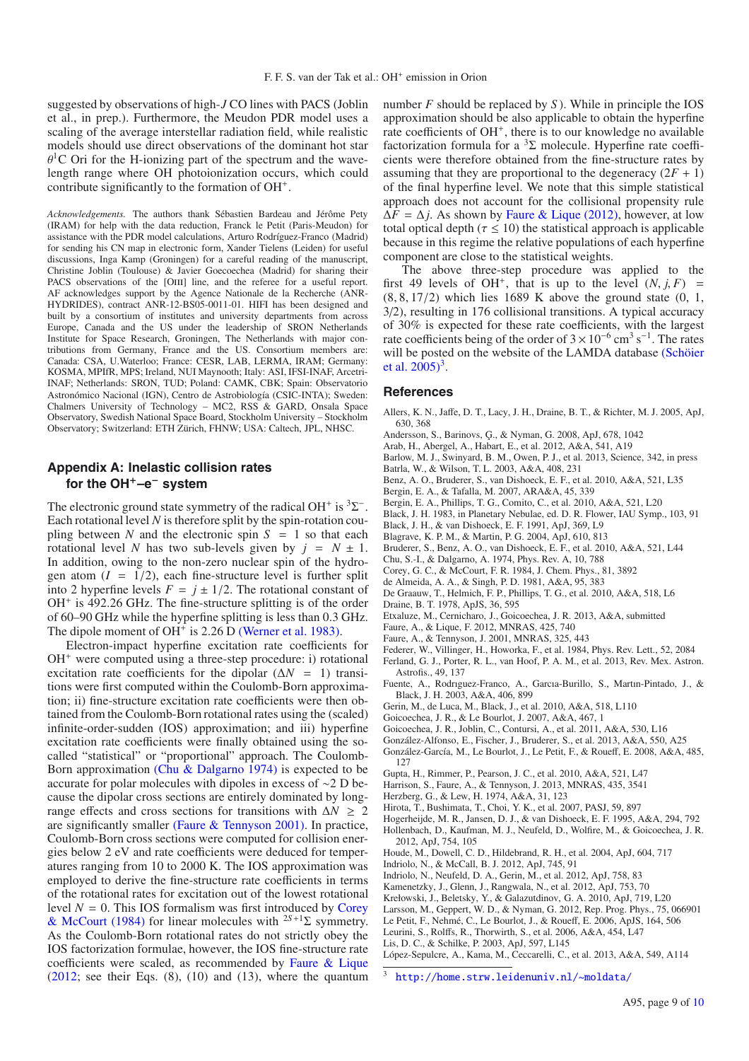suggested by observations of high-$J$ CO lines with PACS (Joblin et al., in prep.). Furthermore, the Meudon PDR model uses a scaling of the average interstellar radiation field, while realistic models should use direct observations of the dominant hot star $\theta^1$C Ori for the H-ionizing part of the spectrum and the wavelength range where OH photoionization occurs, which could contribute significantly to the formation of $OH^+$.

*Acknowledgements.* The authors thank Sébastien Bardeau and Jérôme Pety (IRAM) for help with the data reduction, Franck le Petit (Paris-Meudon) for assistance with the PDR model calculations, Arturo Rodríguez-Franco (Madrid) for sending his CN map in electronic form, Xander Tielens (Leiden) for useful discussions, Inga Kamp (Groningen) for a careful reading of the manuscript, Christine Joblin (Toulouse) & Javier Goecoechea (Madrid) for sharing their PACS observations of the [OIII] line, and the referee for a useful report. AF acknowledges support by the Agence Nationale de la Recherche (ANR-HYDRIDES), contract ANR-12-BS05-0011-01. HIFI has been designed and built by a consortium of institutes and university departments from across Europe, Canada and the US under the leadership of SRON Netherlands Institute for Space Research, Groningen, The Netherlands with major contributions from Germany, France and the US. Consortium members are: Canada: CSA, U.Waterloo; France: CESR, LAB, LERMA, IRAM; Germany: KOSMA, MPIfR, MPS; Ireland, NUI Maynooth; Italy: ASI, IFSI-INAF, Arcetri-INAF; Netherlands: SRON, TUD; Poland: CAMK, CBK; Spain: Observatorio Astronómico Nacional (IGN), Centro de Astrobiología (CSIC-INTA); Sweden: Chalmers University of Technology – MC2, RSS & GARD, Onsala Space Observatory, Swedish National Space Board, Stockholm University – Stockholm Observatory; Switzerland: ETH Zürich, FHNW; USA: Caltech, JPL, NHSC.

## Appendix A: Inelastic collision rates for the $OH^+$–$e^-$ system

The electronic ground state symmetry of the radical $OH^+$ is $^3\Sigma^-$. Each rotational level $N$ is therefore split by the spin-rotation coupling between $N$ and the electronic spin $S = 1$ so that each rotational level $N$ has two sub-levels given by $j = N \pm 1$. In addition, owing to the non-zero nuclear spin of the hydrogen atom ($I = 1/2$), each fine-structure level is further split into 2 hyperfine levels $F = j \pm 1/2$. The rotational constant of $OH^+$ is 492.26 GHz. The fine-structure splitting is of the order of 60–90 GHz while the hyperfine splitting is less than 0.3 GHz. The dipole moment of $OH^+$ is 2.26 D (Werner et al. 1983).

Electron-impact hyperfine excitation rate coefficients for $OH^+$ were computed using a three-step procedure: i) rotational excitation rate coefficients for the dipolar ($\Delta N = 1$) transitions were first computed within the Coulomb-Born approximation; ii) fine-structure excitation rate coefficients were then obtained from the Coulomb-Born rotational rates using the (scaled) infinite-order-sudden (IOS) approximation; and iii) hyperfine excitation rate coefficients were finally obtained using the so-called "statistical" or "proportional" approach. The Coulomb-Born approximation (Chu & Dalgarno 1974) is expected to be accurate for polar molecules with dipoles in excess of ~2 D because the dipolar cross sections are entirely dominated by long-range effects and cross sections for transitions with $\Delta N \geq 2$ are significantly smaller (Faure & Tennyson 2001). In practice, Coulomb-Born cross sections were computed for collision energies below 2 eV and rate coefficients were deduced for temperatures ranging from 10 to 2000 K. The IOS approximation was employed to derive the fine-structure rate coefficients in terms of the rotational rates for excitation out of the lowest rotational level $N = 0$. This IOS formalism was first introduced by Corey & McCourt (1984) for linear molecules with $^{2S+1}\Sigma$ symmetry. As the Coulomb-Born rotational rates do not strictly obey the IOS factorization formulae, however, the IOS fine-structure rate coefficients were scaled, as recommended by Faure & Lique (2012; see their Eqs. (8), (10) and (13), where the quantum number $F$ should be replaced by $S$). While in principle the IOS approximation should be also applicable to obtain the hyperfine rate coefficients of $OH^+$, there is to our knowledge no available factorization formula for a $^3\Sigma$ molecule. Hyperfine rate coefficients were therefore obtained from the fine-structure rates by assuming that they are proportional to the degeneracy $(2F + 1)$ of the final hyperfine level. We note that this simple statistical approach does not account for the collisional propensity rule $\Delta F = \Delta j$. As shown by Faure & Lique (2012), however, at low total optical depth ($\tau \lesssim 10$) the statistical approach is applicable because in this regime the relative populations of each hyperfine component are close to the statistical weights.

The above three-step procedure was applied to the first 49 levels of $OH^+$, that is up to the level $(N, j, F) = (8, 8, 17/2)$ which lies 1689 K above the ground state (0, 1, 3/2), resulting in 176 collisional transitions. A typical accuracy of 30% is expected for these rate coefficients, with the largest rate coefficients being of the order of $3 \times 10^{-6}$ cm$^3$ s$^{-1}$. The rates will be posted on the website of the LAMDA database (Schöier et al. 2005)[3].

## References

Allers, K. N., Jaffe, D. T., Lacy, J. H., Draine, B. T., & Richter, M. J. 2005, ApJ, 630, 368
Andersson, S., Barinovs, Ğ., & Nyman, G. 2008, ApJ, 678, 1042
Arab, H., Abergel, A., Habart, E., et al. 2012, A&A, 541, A19
Barlow, M. J., Swinyard, B. M., Owen, P. J., et al. 2013, Science, 342, in press
Batrla, W., & Wilson, T. L. 2003, A&A, 408, 231
Benz, A. O., Bruderer, S., van Dishoeck, E. F., et al. 2010, A&A, 521, L35
Bergin, E. A., & Tafalla, M. 2007, ARA&A, 45, 339
Bergin, E. A., Phillips, T. G., Comito, C., et al. 2010, A&A, 521, L20
Black, J. H. 1983, in Planetary Nebulae, ed. D. R. Flower, IAU Symp., 103, 91
Black, J. H., & van Dishoeck, E. F. 1991, ApJ, 369, L9
Blagrave, K. P. M., & Martin, P. G. 2004, ApJ, 610, 813
Bruderer, S., Benz, A. O., van Dishoeck, E. F., et al. 2010, A&A, 521, L44
Chu, S.-I., & Dalgarno, A. 1974, Phys. Rev. A, 10, 788
Corey, G. C., & McCourt, F. R. 1984, J. Chem. Phys., 81, 3892
de Almeida, A. A., & Singh, P. D. 1981, A&A, 95, 383
De Graauw, T., Helmich, F. P., Phillips, T. G., et al. 2010, A&A, 518, L6
Draine, B. T. 1978, ApJS, 36, 595
Etxaluze, M., Cernicharo, J., Goicoechea, J. R. 2013, A&A, submitted
Faure, A., & Lique, F. 2012, MNRAS, 425, 740
Faure, A., & Tennyson, J. 2001, MNRAS, 325, 443
Federer, W., Villinger, H., Howorka, F., et al. 1984, Phys. Rev. Lett., 52, 2084
Ferland, G. J., Porter, R. L., van Hoof, P. A. M., et al. 2013, Rev. Mex. Astron. Astrofis., 49, 137
Fuente, A., Rodrıguez-Franco, A., Garcıa-Burillo, S., Martın-Pintado, J., & Black, J. H. 2003, A&A, 406, 899
Gerin, M., de Luca, M., Black, J., et al. 2010, A&A, 518, L110
Goicoechea, J. R., & Le Bourlot, J. 2007, A&A, 467, 1
Goicoechea, J. R., Joblin, C., Contursi, A., et al. 2011, A&A, 530, L16
González-Alfonso, E., Fischer, J., Bruderer, S., et al. 2013, A&A, 550, A25
González-García, M., Le Bourlot, J., Le Petit, F., & Roueff, E. 2008, A&A, 485, 127
Gupta, H., Rimmer, P., Pearson, J. C., et al. 2010, A&A, 521, L47
Harrison, S., Faure, A., & Tennyson, J. 2013, MNRAS, 435, 3541
Herzberg, G., & Lew, H. 1974, A&A, 31, 123
Hirota, T., Bushimata, T., Choi, Y. K., et al. 2007, PASJ, 59, 897
Hogerheijde, M. R., Jansen, D. J., & van Dishoeck, E. F. 1995, A&A, 294, 792
Hollenbach, D., Kaufman, M. J., Neufeld, D., Wolfire, M., & Goicoechea, J. R. 2012, ApJ, 754, 105
Houde, M., Dowell, C. D., Hildebrand, R. H., et al. 2004, ApJ, 604, 717
Indriolo, N., & McCall, B. J. 2012, ApJ, 745, 91
Indriolo, N., Neufeld, D. A., Gerin, M., et al. 2012, ApJ, 758, 83
Kamenetzky, J., Glenn, J., Rangwala, N., et al. 2012, ApJ, 753, 70
Krełowski, J., Beletsky, Y., & Galazutdinov, G. A. 2010, ApJ, 719, L20
Larsson, M., Geppert, W. D., & Nyman, G. 2012, Rep. Prog. Phys., 75, 066901
Le Petit, F., Nehmé, C., Le Bourlot, J., & Roueff, E. 2006, ApJS, 164, 506
Leurini, S., Rolffs, R., Thorwirth, S., et al. 2006, A&A, 454, L47
Lis, D. C., & Schilke, P. 2003, ApJ, 597, L145
López-Sepulcre, A., Kama, M., Ceccarelli, C., et al. 2013, A&A, 549, A114

[3] http://home.strw.leidenuniv.nl/~moldata/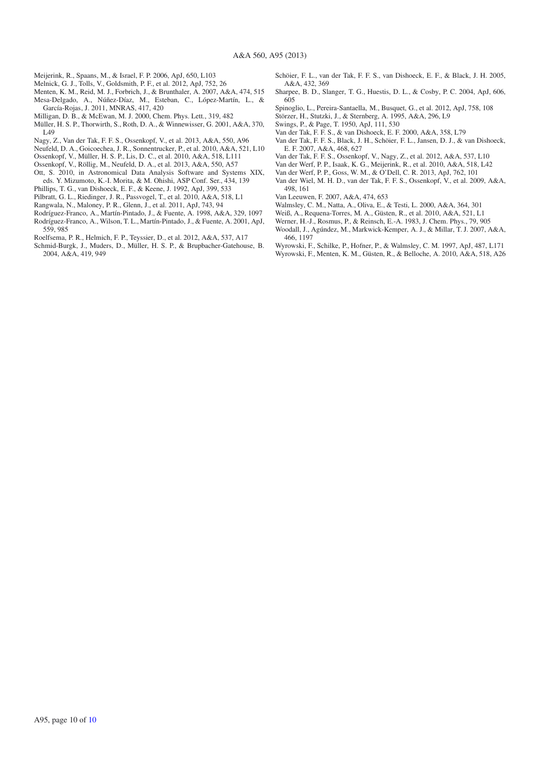Meijerink, R., Spaans, M., & Israel, F. P. 2006, ApJ, 650, L103
Melnick, G. J., Tolls, V., Goldsmith, P. F., et al. 2012, ApJ, 752, 26
Menten, K. M., Reid, M. J., Forbrich, J., & Brunthaler, A. 2007, A&A, 474, 515
Mesa-Delgado, A., Núñez-Díaz, M., Esteban, C., López-Martín, L., & García-Rojas, J. 2011, MNRAS, 417, 420
Milligan, D. B., & McEwan, M. J. 2000, Chem. Phys. Lett., 319, 482
Müller, H. S. P., Thorwirth, S., Roth, D. A., & Winnewisser, G. 2001, A&A, 370, L49
Nagy, Z., Van der Tak, F. F. S., Ossenkopf, V., et al. 2013, A&A, 550, A96
Neufeld, D. A., Goicoechea, J. R., Sonnentrucker, P., et al. 2010, A&A, 521, L10
Ossenkopf, V., Müller, H. S. P., Lis, D. C., et al. 2010, A&A, 518, L111
Ossenkopf, V., Röllig, M., Neufeld, D. A., et al. 2013, A&A, 550, A57
Ott, S. 2010, in Astronomical Data Analysis Software and Systems XIX, eds. Y. Mizumoto, K.-I. Morita, & M. Ohishi, ASP Conf. Ser., 434, 139
Phillips, T. G., van Dishoeck, E. F., & Keene, J. 1992, ApJ, 399, 533
Pilbratt, G. L., Riedinger, J. R., Passvogel, T., et al. 2010, A&A, 518, L1
Rangwala, N., Maloney, P. R., Glenn, J., et al. 2011, ApJ, 743, 94
Rodríguez-Franco, A., Martín-Pintado, J., & Fuente, A. 1998, A&A, 329, 1097
Rodríguez-Franco, A., Wilson, T. L., Martín-Pintado, J., & Fuente, A. 2001, ApJ, 559, 985
Roelfsema, P. R., Helmich, F. P., Teyssier, D., et al. 2012, A&A, 537, A17
Schmid-Burgk, J., Muders, D., Müller, H. S. P., & Brupbacher-Gatehouse, B. 2004, A&A, 419, 949
Schöier, F. L., van der Tak, F. F. S., van Dishoeck, E. F., & Black, J. H. 2005, A&A, 432, 369
Sharpee, B. D., Slanger, T. G., Huestis, D. L., & Cosby, P. C. 2004, ApJ, 606, 605
Spinoglio, L., Pereira-Santaella, M., Busquet, G., et al. 2012, ApJ, 758, 108
Störzer, H., Stutzki, J., & Sternberg, A. 1995, A&A, 296, L9
Swings, P., & Page, T. 1950, ApJ, 111, 530
Van der Tak, F. F. S., & van Dishoeck, E. F. 2000, A&A, 358, L79
Van der Tak, F. F. S., Black, J. H., Schöier, F. L., Jansen, D. J., & van Dishoeck, E. F. 2007, A&A, 468, 627
Van der Tak, F. F. S., Ossenkopf, V., Nagy, Z., et al. 2012, A&A, 537, L10
Van der Werf, P. P., Isaak, K. G., Meijerink, R., et al. 2010, A&A, 518, L42
Van der Werf, P. P., Goss, W. M., & O'Dell, C. R. 2013, ApJ, 762, 101
Van der Wiel, M. H. D., van der Tak, F. F. S., Ossenkopf, V., et al. 2009, A&A, 498, 161
Van Leeuwen, F. 2007, A&A, 474, 653
Walmsley, C. M., Natta, A., Oliva, E., & Testi, L. 2000, A&A, 364, 301
Weiß, A., Requena-Torres, M. A., Güsten, R., et al. 2010, A&A, 521, L1
Werner, H.-J., Rosmus, P., & Reinsch, E.-A. 1983, J. Chem. Phys., 79, 905
Woodall, J., Agúndez, M., Markwick-Kemper, A. J., & Millar, T. J. 2007, A&A, 466, 1197
Wyrowski, F., Schilke, P., Hofner, P., & Walmsley, C. M. 1997, ApJ, 487, L171
Wyrowski, F., Menten, K. M., Güsten, R., & Belloche, A. 2010, A&A, 518, A26